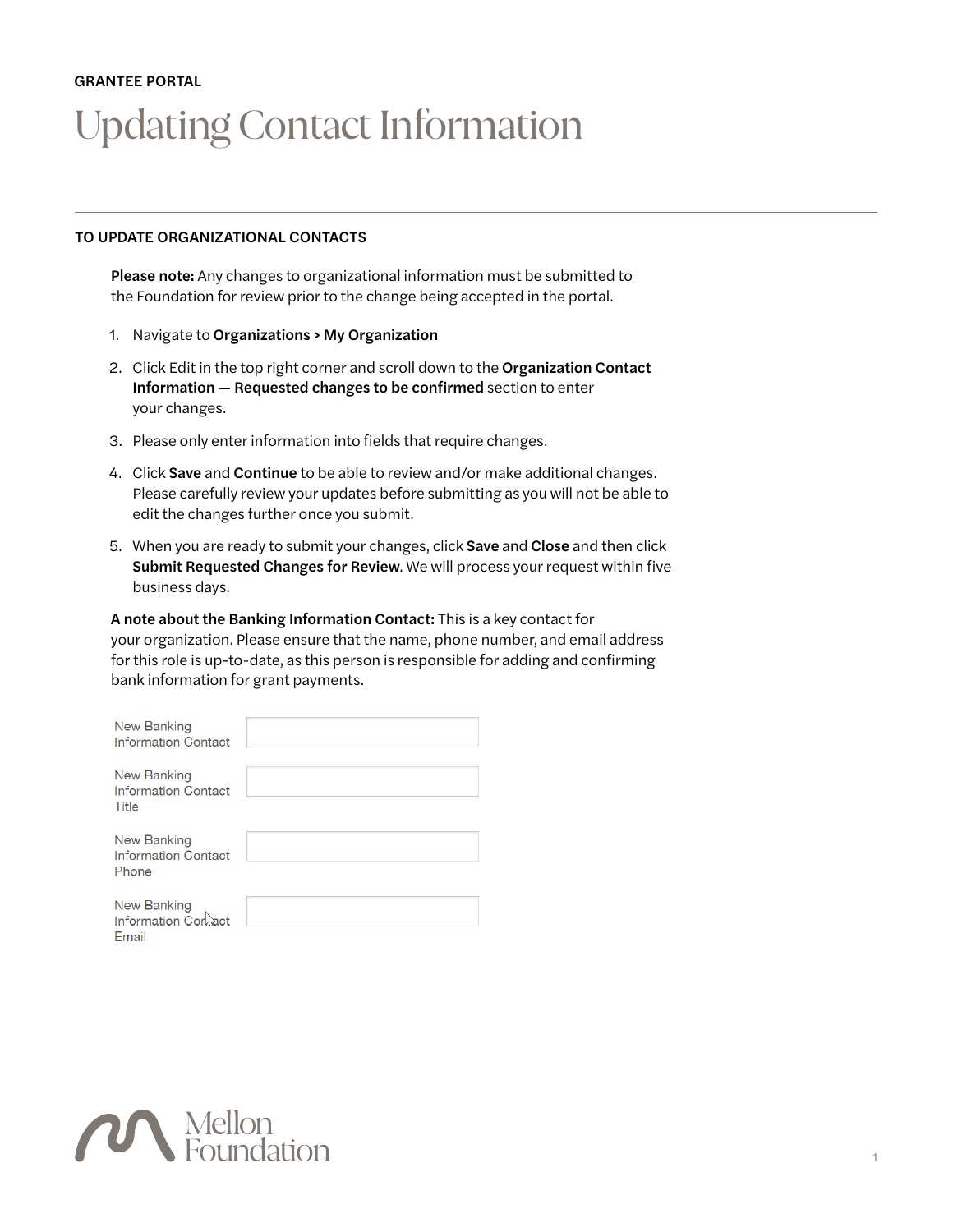GRANTEE PORTAL

# Updating Contact Information

## TO UPDATE ORGANIZATIONAL CONTACTS

**Please note:** Any changes to organizational information must be submitted to the Foundation for review prior to the change being accepted in the portal.

1. Navigate to **Organizations > My Organization**
2. Click Edit in the top right corner and scroll down to the **Organization Contact Information — Requested changes to be confirmed** section to enter your changes.
3. Please only enter information into fields that require changes.
4. Click **Save** and **Continue** to be able to review and/or make additional changes. Please carefully review your updates before submitting as you will not be able to edit the changes further once you submit.
5. When you are ready to submit your changes, click **Save** and **Close** and then click **Submit Requested Changes for Review**. We will process your request within five business days.

**A note about the Banking Information Contact:** This is a key contact for your organization. Please ensure that the name, phone number, and email address for this role is up-to-date, as this person is responsible for adding and confirming bank information for grant payments.

New Banking Information Contact

New Banking Information Contact Title

New Banking Information Contact Phone

New Banking Information Contact Email

Mellon Foundation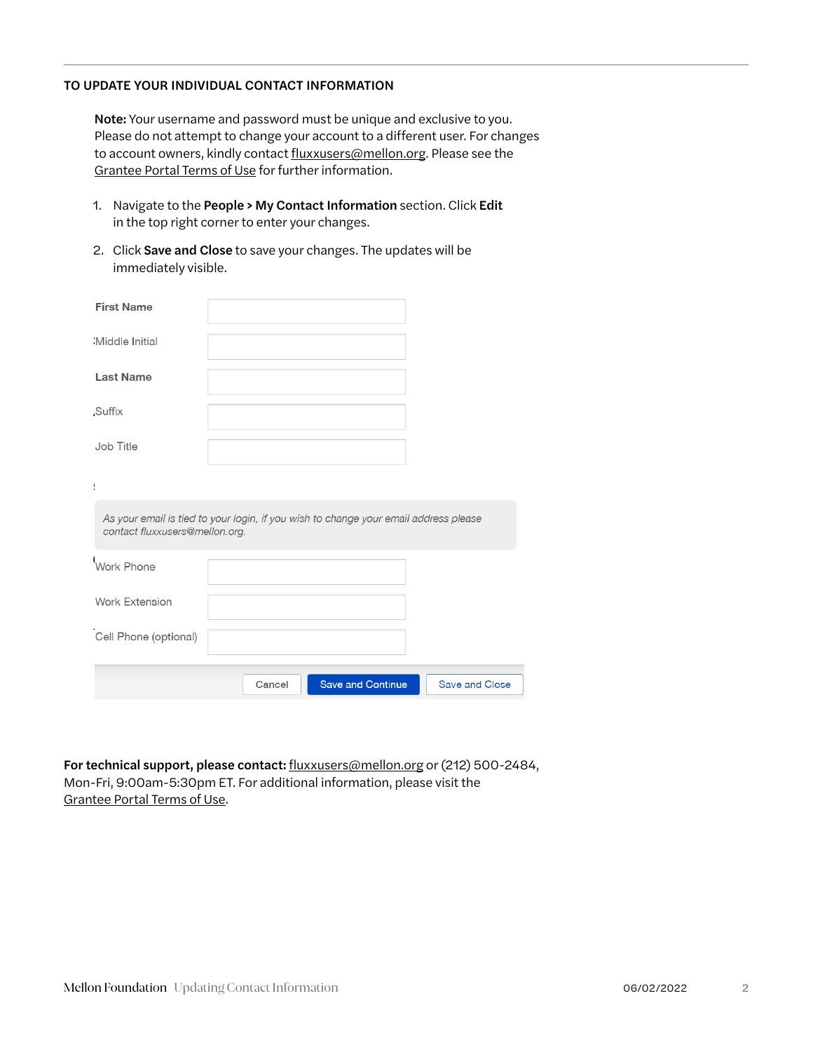## TO UPDATE YOUR INDIVIDUAL CONTACT INFORMATION

**Note:** Your username and password must be unique and exclusive to you. Please do not attempt to change your account to a different user. For changes to account owners, kindly contact fluxxusers@mellon.org. Please see the Grantee Portal Terms of Use for further information.

1. Navigate to the **People > My Contact Information** section. Click **Edit** in the top right corner to enter your changes.
2. Click **Save and Close** to save your changes. The updates will be immediately visible.

First Name

Middle Initial

Last Name

Suffix

Job Title

*As your email is tied to your login, if you wish to change your email address please contact fluxxusers@mellon.org.*

Work Phone

Work Extension

Cell Phone (optional)

Cancel | Save and Continue | Save and Close

**For technical support, please contact:** fluxxusers@mellon.org or (212) 500-2484, Mon-Fri, 9:00am-5:30pm ET. For additional information, please visit the Grantee Portal Terms of Use.